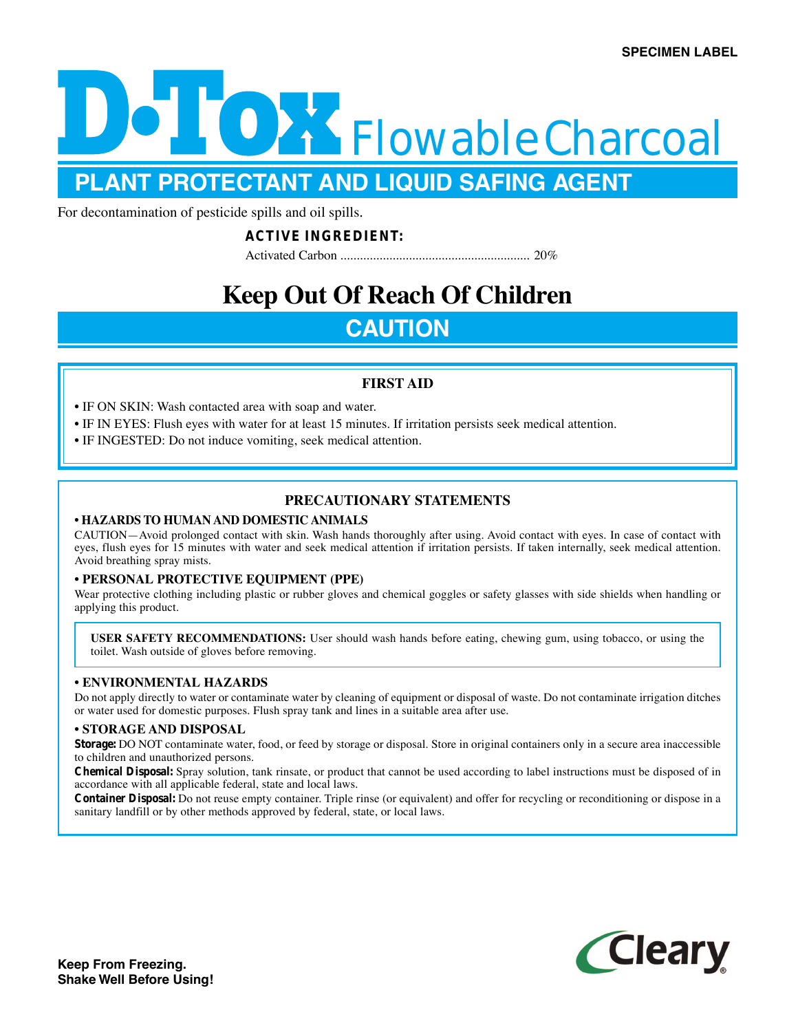SPECIMEN LABEL

# D•Tox Flowable Charcoal

## PLANT PROTECTANT AND LIQUID SAFING AGENT

For decontamination of pesticide spills and oil spills.

**ACTIVE INGREDIENT:**

Activated Carbon ........................................................ 20%

# Keep Out Of Reach Of Children

## CAUTION

### FIRST AID

- IF ON SKIN: Wash contacted area with soap and water.
- IF IN EYES: Flush eyes with water for at least 15 minutes. If irritation persists seek medical attention.
- IF INGESTED: Do not induce vomiting, seek medical attention.

### PRECAUTIONARY STATEMENTS

**• HAZARDS TO HUMAN AND DOMESTIC ANIMALS**

CAUTION—Avoid prolonged contact with skin. Wash hands thoroughly after using. Avoid contact with eyes. In case of contact with eyes, flush eyes for 15 minutes with water and seek medical attention if irritation persists. If taken internally, seek medical attention. Avoid breathing spray mists.

**• PERSONAL PROTECTIVE EQUIPMENT (PPE)**

Wear protective clothing including plastic or rubber gloves and chemical goggles or safety glasses with side shields when handling or applying this product.

**USER SAFETY RECOMMENDATIONS:** User should wash hands before eating, chewing gum, using tobacco, or using the toilet. Wash outside of gloves before removing.

**• ENVIRONMENTAL HAZARDS**

Do not apply directly to water or contaminate water by cleaning of equipment or disposal of waste. Do not contaminate irrigation ditches or water used for domestic purposes. Flush spray tank and lines in a suitable area after use.

**• STORAGE AND DISPOSAL**

**Storage:** DO NOT contaminate water, food, or feed by storage or disposal. Store in original containers only in a secure area inaccessible to children and unauthorized persons.

**Chemical Disposal:** Spray solution, tank rinsate, or product that cannot be used according to label instructions must be disposed of in accordance with all applicable federal, state and local laws.

**Container Disposal:** Do not reuse empty container. Triple rinse (or equivalent) and offer for recycling or reconditioning or dispose in a sanitary landfill or by other methods approved by federal, state, or local laws.

**Keep From Freezing.**
**Shake Well Before Using!**

Cleary®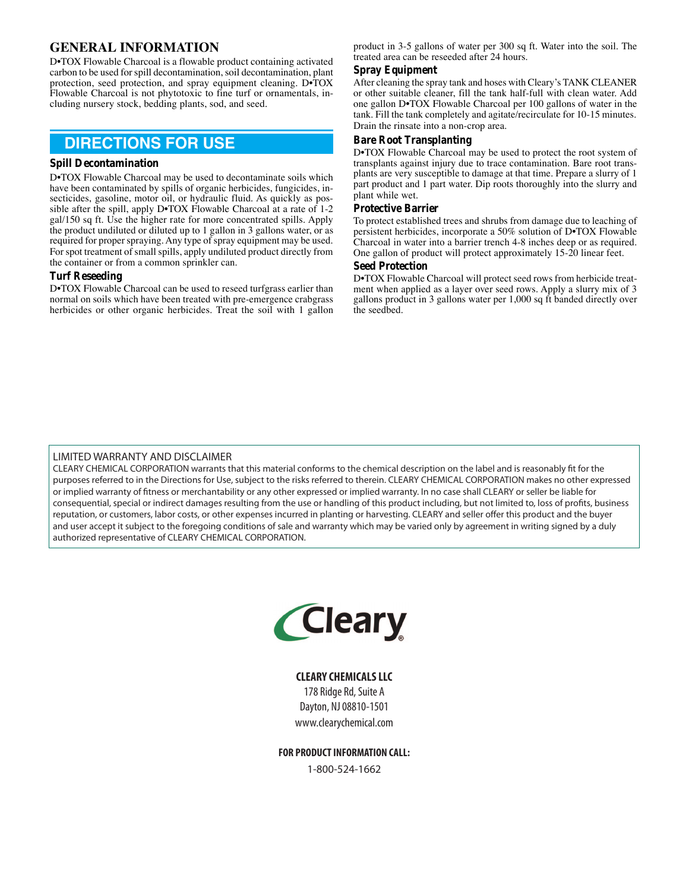## GENERAL INFORMATION

D•TOX Flowable Charcoal is a flowable product containing activated carbon to be used for spill decontamination, soil decontamination, plant protection, seed protection, and spray equipment cleaning. D•TOX Flowable Charcoal is not phytotoxic to fine turf or ornamentals, including nursery stock, bedding plants, sod, and seed.

## DIRECTIONS FOR USE

### Spill Decontamination

D•TOX Flowable Charcoal may be used to decontaminate soils which have been contaminated by spills of organic herbicides, fungicides, insecticides, gasoline, motor oil, or hydraulic fluid. As quickly as possible after the spill, apply D•TOX Flowable Charcoal at a rate of 1-2 gal/150 sq ft. Use the higher rate for more concentrated spills. Apply the product undiluted or diluted up to 1 gallon in 3 gallons water, or as required for proper spraying. Any type of spray equipment may be used. For spot treatment of small spills, apply undiluted product directly from the container or from a common sprinkler can.

### Turf Reseeding

D•TOX Flowable Charcoal can be used to reseed turfgrass earlier than normal on soils which have been treated with pre-emergence crabgrass herbicides or other organic herbicides. Treat the soil with 1 gallon product in 3-5 gallons of water per 300 sq ft. Water into the soil. The treated area can be reseeded after 24 hours.

### Spray Equipment

After cleaning the spray tank and hoses with Cleary's TANK CLEANER or other suitable cleaner, fill the tank half-full with clean water. Add one gallon D•TOX Flowable Charcoal per 100 gallons of water in the tank. Fill the tank completely and agitate/recirculate for 10-15 minutes. Drain the rinsate into a non-crop area.

### Bare Root Transplanting

D•TOX Flowable Charcoal may be used to protect the root system of transplants against injury due to trace contamination. Bare root transplants are very susceptible to damage at that time. Prepare a slurry of 1 part product and 1 part water. Dip roots thoroughly into the slurry and plant while wet.

### Protective Barrier

To protect established trees and shrubs from damage due to leaching of persistent herbicides, incorporate a 50% solution of D•TOX Flowable Charcoal in water into a barrier trench 4-8 inches deep or as required. One gallon of product will protect approximately 15-20 linear feet.

### Seed Protection

D•TOX Flowable Charcoal will protect seed rows from herbicide treatment when applied as a layer over seed rows. Apply a slurry mix of 3 gallons product in 3 gallons water per 1,000 sq ft banded directly over the seedbed.

LIMITED WARRANTY AND DISCLAIMER

CLEARY CHEMICAL CORPORATION warrants that this material conforms to the chemical description on the label and is reasonably fit for the purposes referred to in the Directions for Use, subject to the risks referred to therein. CLEARY CHEMICAL CORPORATION makes no other expressed or implied warranty of fitness or merchantability or any other expressed or implied warranty. In no case shall CLEARY or seller be liable for consequential, special or indirect damages resulting from the use or handling of this product including, but not limited to, loss of profits, business reputation, or customers, labor costs, or other expenses incurred in planting or harvesting. CLEARY and seller offer this product and the buyer and user accept it subject to the foregoing conditions of sale and warranty which may be varied only by agreement in writing signed by a duly authorized representative of CLEARY CHEMICAL CORPORATION.

Cleary®

**CLEARY CHEMICALS LLC**
178 Ridge Rd, Suite A
Dayton, NJ 08810-1501
www.clearychemical.com

**FOR PRODUCT INFORMATION CALL:**
1-800-524-1662